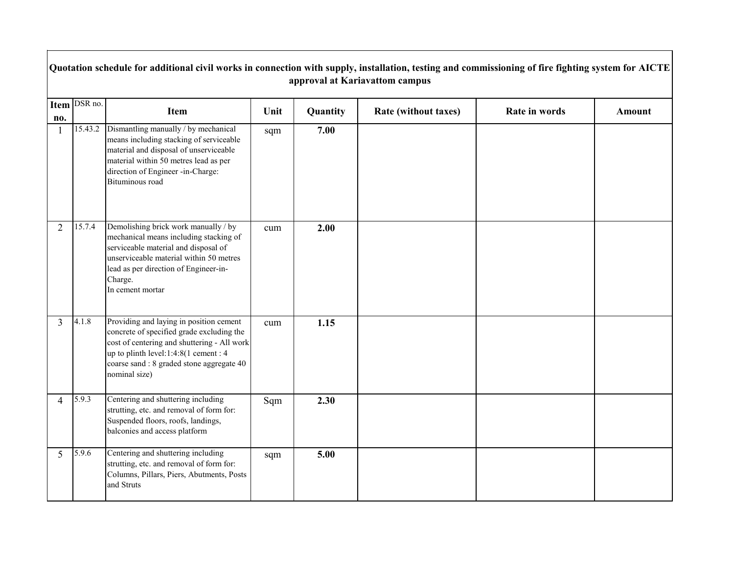| Quotation schedule for additional civil works in connection with supply, installation, testing and commissioning of fire fighting system for AICTE approval at Kariavattom campus | | | | | | | |
|---|---|---|---|---|---|---|---|
| **Item no.** | DSR no. | **Item** | **Unit** | **Quantity** | **Rate (without taxes)** | **Rate in words** | **Amount** |
| 1 | 15.43.2 | Dismantling manually / by mechanical means including stacking of serviceable material and disposal of unserviceable material within 50 metres lead as per direction of Engineer -in-Charge: Bituminous road | sqm | **7.00** | | | |
| 2 | 15.7.4 | Demolishing brick work manually / by mechanical means including stacking of serviceable material and disposal of unserviceable material within 50 metres lead as per direction of Engineer-in-Charge. In cement mortar | cum | **2.00** | | | |
| 3 | 4.1.8 | Providing and laying in position cement concrete of specified grade excluding the cost of centering and shuttering - All work up to plinth level:1:4:8(1 cement : 4 coarse sand : 8 graded stone aggregate 40 nominal size) | cum | **1.15** | | | |
| 4 | 5.9.3 | Centering and shuttering including strutting, etc. and removal of form for: Suspended floors, roofs, landings, balconies and access platform | Sqm | **2.30** | | | |
| 5 | 5.9.6 | Centering and shuttering including strutting, etc. and removal of form for: Columns, Pillars, Piers, Abutments, Posts and Struts | sqm | **5.00** | | | |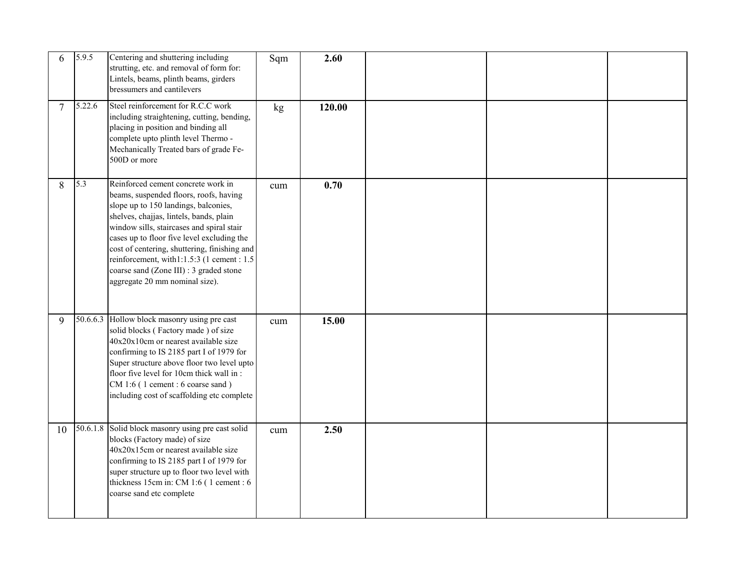|  |  |  |  |  |  |  |  |
|---|---|---|---|---|---|---|---|
| 6 | 5.9.5 | Centering and shuttering including strutting, etc. and removal of form for: Lintels, beams, plinth beams, girders bressumers and cantilevers | Sqm | **2.60** |  |  |  |
| 7 | 5.22.6 | Steel reinforcement for R.C.C work including straightening, cutting, bending, placing in position and binding all complete upto plinth level Thermo - Mechanically Treated bars of grade Fe-500D or more | kg | **120.00** |  |  |  |
| 8 | 5.3 | Reinforced cement concrete work in beams, suspended floors, roofs, having slope up to 150 landings, balconies, shelves, chajjas, lintels, bands, plain window sills, staircases and spiral stair cases up to floor five level excluding the cost of centering, shuttering, finishing and reinforcement, with1:1.5:3 (1 cement : 1.5 coarse sand (Zone III) : 3 graded stone aggregate 20 mm nominal size). | cum | **0.70** |  |  |  |
| 9 | 50.6.6.3 | Hollow block masonry using pre cast solid blocks ( Factory made ) of size 40x20x10cm or nearest available size confirming to IS 2185 part I of 1979 for Super structure above floor two level upto floor five level for 10cm thick wall in : CM 1:6 ( 1 cement : 6 coarse sand ) including cost of scaffolding etc complete | cum | **15.00** |  |  |  |
| 10 | 50.6.1.8 | Solid block masonry using pre cast solid blocks (Factory made) of size 40x20x15cm or nearest available size confirming to IS 2185 part I of 1979 for super structure up to floor two level with thickness 15cm in: CM 1:6 ( 1 cement : 6 coarse sand etc complete | cum | **2.50** |  |  |  |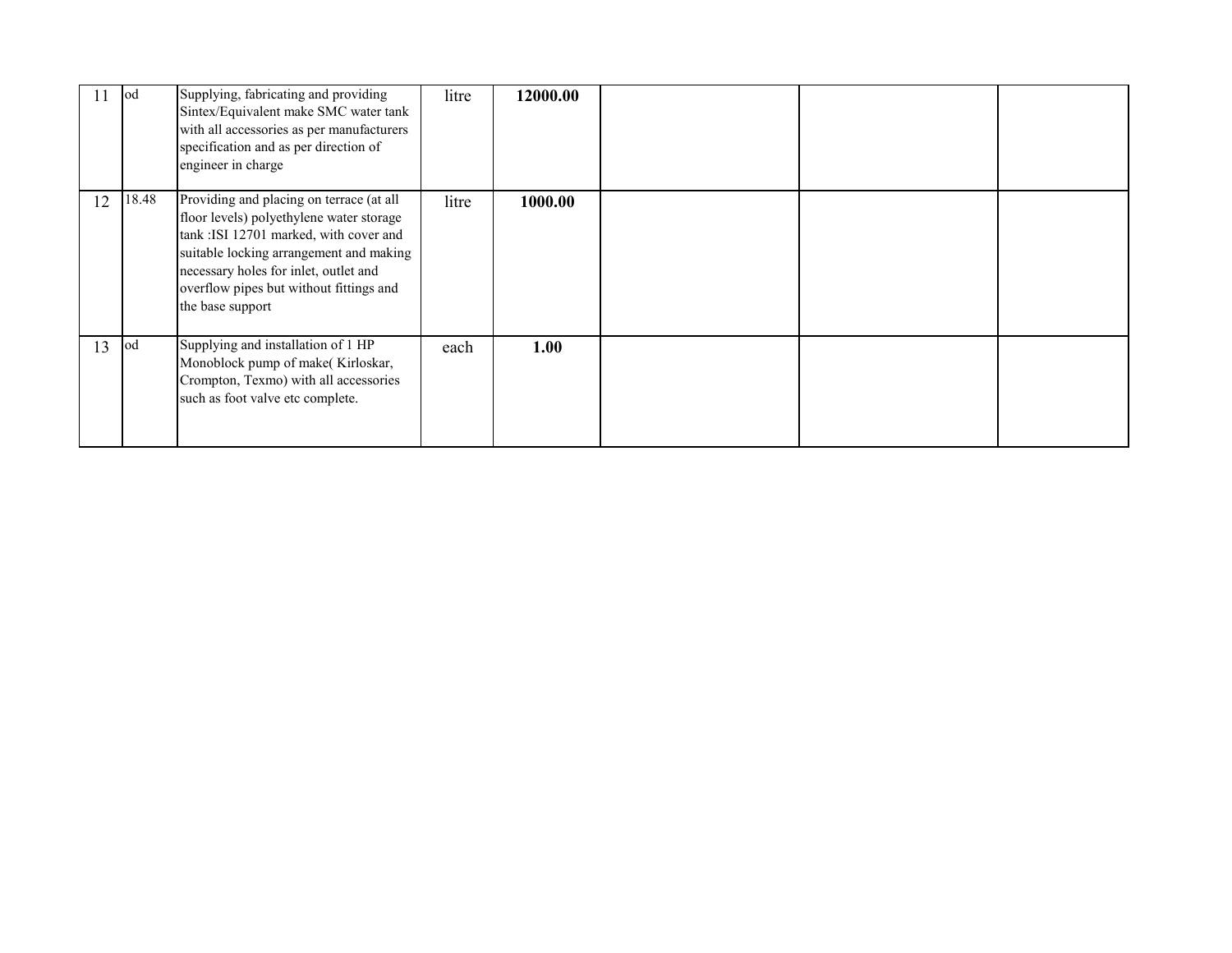| 11 | od | Supplying, fabricating and providing Sintex/Equivalent make SMC water tank with all accessories as per manufacturers specification and as per direction of engineer in charge | litre | **12000.00** | | | |
|---|---|---|---|---|---|---|---|
| 12 | 18.48 | Providing and placing on terrace (at all floor levels) polyethylene water storage tank :ISI 12701 marked, with cover and suitable locking arrangement and making necessary holes for inlet, outlet and overflow pipes but without fittings and the base support | litre | **1000.00** | | | |
| 13 | od | Supplying and installation of 1 HP Monoblock pump of make( Kirloskar, Crompton, Texmo) with all accessories such as foot valve etc complete. | each | **1.00** | | | |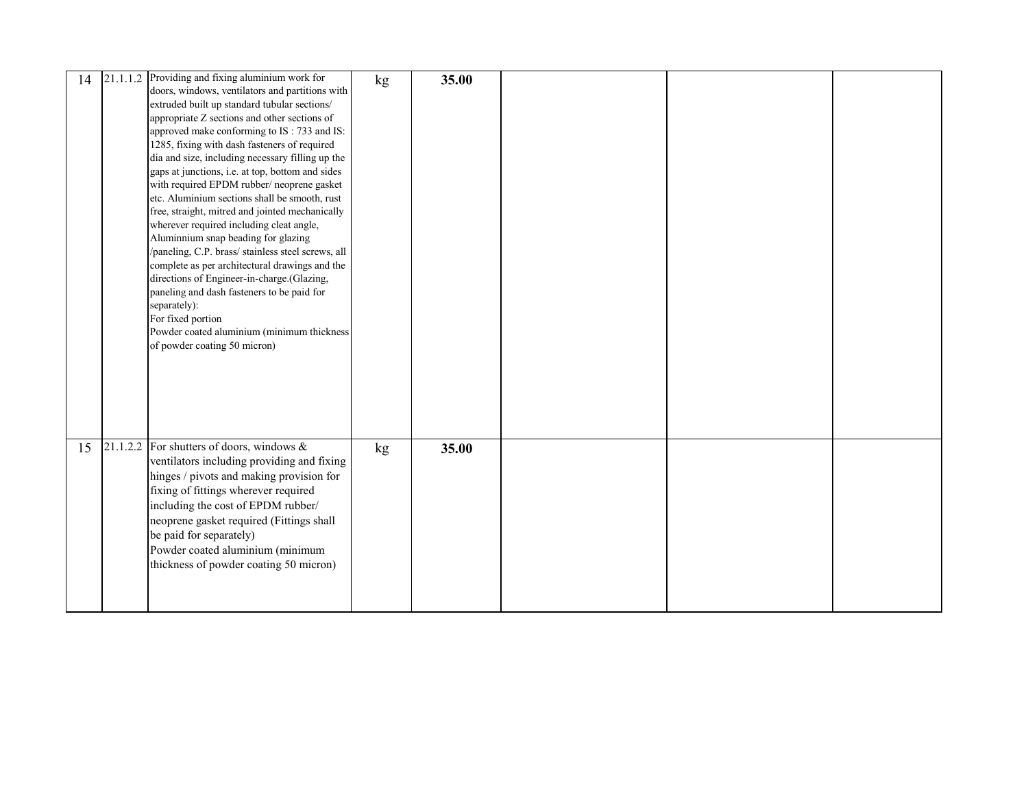| | | | | | | | |
|---|---|---|---|---|---|---|---|
| 14 | 21.1.1.2 | Providing and fixing aluminium work for doors, windows, ventilators and partitions with extruded built up standard tubular sections/ appropriate Z sections and other sections of approved make conforming to IS : 733 and IS: 1285, fixing with dash fasteners of required dia and size, including necessary filling up the gaps at junctions, i.e. at top, bottom and sides with required EPDM rubber/ neoprene gasket etc. Aluminium sections shall be smooth, rust free, straight, mitred and jointed mechanically wherever required including cleat angle, Aluminnium snap beading for glazing /paneling, C.P. brass/ stainless steel screws, all complete as per architectural drawings and the directions of Engineer-in-charge.(Glazing, paneling and dash fasteners to be paid for separately):<br>For fixed portion<br>Powder coated aluminium (minimum thickness of powder coating 50 micron) | kg | **35.00** | | | |
| 15 | 21.1.2.2 | For shutters of doors, windows & ventilators including providing and fixing hinges / pivots and making provision for fixing of fittings wherever required including the cost of EPDM rubber/ neoprene gasket required (Fittings shall be paid for separately)<br>Powder coated aluminium (minimum thickness of powder coating 50 micron) | kg | **35.00** | | | |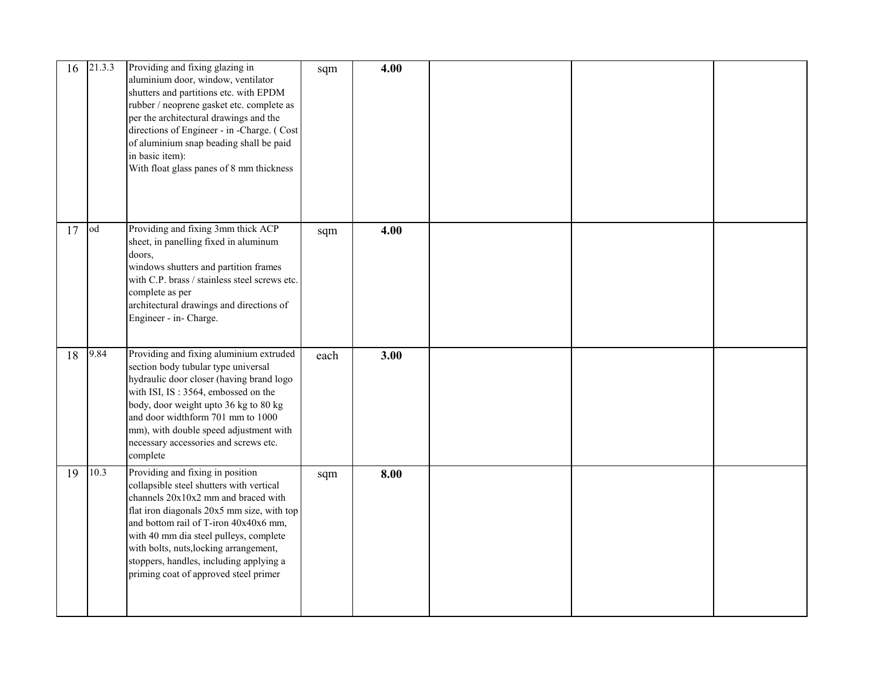| 16 | 21.3.3 | Providing and fixing glazing in aluminium door, window, ventilator shutters and partitions etc. with EPDM rubber / neoprene gasket etc. complete as per the architectural drawings and the directions of Engineer - in -Charge. ( Cost of aluminium snap beading shall be paid in basic item):<br>With float glass panes of 8 mm thickness | sqm | **4.00** | | | |
|---|---|---|---|---|---|---|---|
| 17 | od | Providing and fixing 3mm thick ACP sheet, in panelling fixed in aluminum doors,<br>windows shutters and partition frames with C.P. brass / stainless steel screws etc. complete as per<br>architectural drawings and directions of Engineer - in- Charge. | sqm | **4.00** | | | |
| 18 | 9.84 | Providing and fixing aluminium extruded section body tubular type universal hydraulic door closer (having brand logo with ISI, IS : 3564, embossed on the body, door weight upto 36 kg to 80 kg and door widthform 701 mm to 1000 mm), with double speed adjustment with necessary accessories and screws etc. complete | each | **3.00** | | | |
| 19 | 10.3 | Providing and fixing in position collapsible steel shutters with vertical channels 20x10x2 mm and braced with flat iron diagonals 20x5 mm size, with top and bottom rail of T-iron 40x40x6 mm, with 40 mm dia steel pulleys, complete with bolts, nuts,locking arrangement, stoppers, handles, including applying a priming coat of approved steel primer | sqm | **8.00** | | | |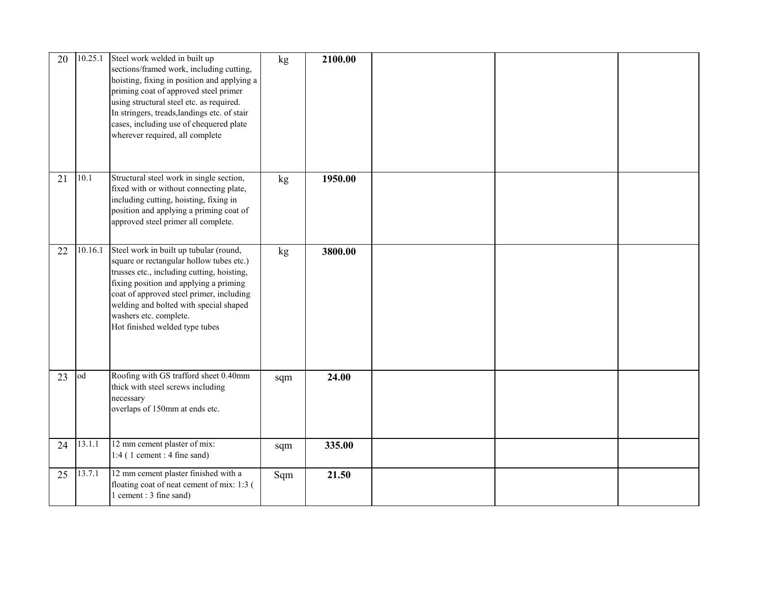| 20 | 10.25.1 | Steel work welded in built up sections/framed work, including cutting, hoisting, fixing in position and applying a priming coat of approved steel primer using structural steel etc. as required.<br>In stringers, treads,landings etc. of stair cases, including use of chequered plate wherever required, all complete | kg | **2100.00** | | | |
|---|---|---|---|---|---|---|---|
| 21 | 10.1 | Structural steel work in single section, fixed with or without connecting plate, including cutting, hoisting, fixing in position and applying a priming coat of approved steel primer all complete. | kg | **1950.00** | | | |
| 22 | 10.16.1 | Steel work in built up tubular (round, square or rectangular hollow tubes etc.) trusses etc., including cutting, hoisting, fixing position and applying a priming coat of approved steel primer, including welding and bolted with special shaped washers etc. complete.<br>Hot finished welded type tubes | kg | **3800.00** | | | |
| 23 | od | Roofing with GS trafford sheet 0.40mm thick with steel screws including necessary<br>overlaps of 150mm at ends etc. | sqm | **24.00** | | | |
| 24 | 13.1.1 | 12 mm cement plaster of mix:<br>1:4 ( 1 cement : 4 fine sand) | sqm | **335.00** | | | |
| 25 | 13.7.1 | 12 mm cement plaster finished with a floating coat of neat cement of mix: 1:3 ( 1 cement : 3 fine sand) | Sqm | **21.50** | | | |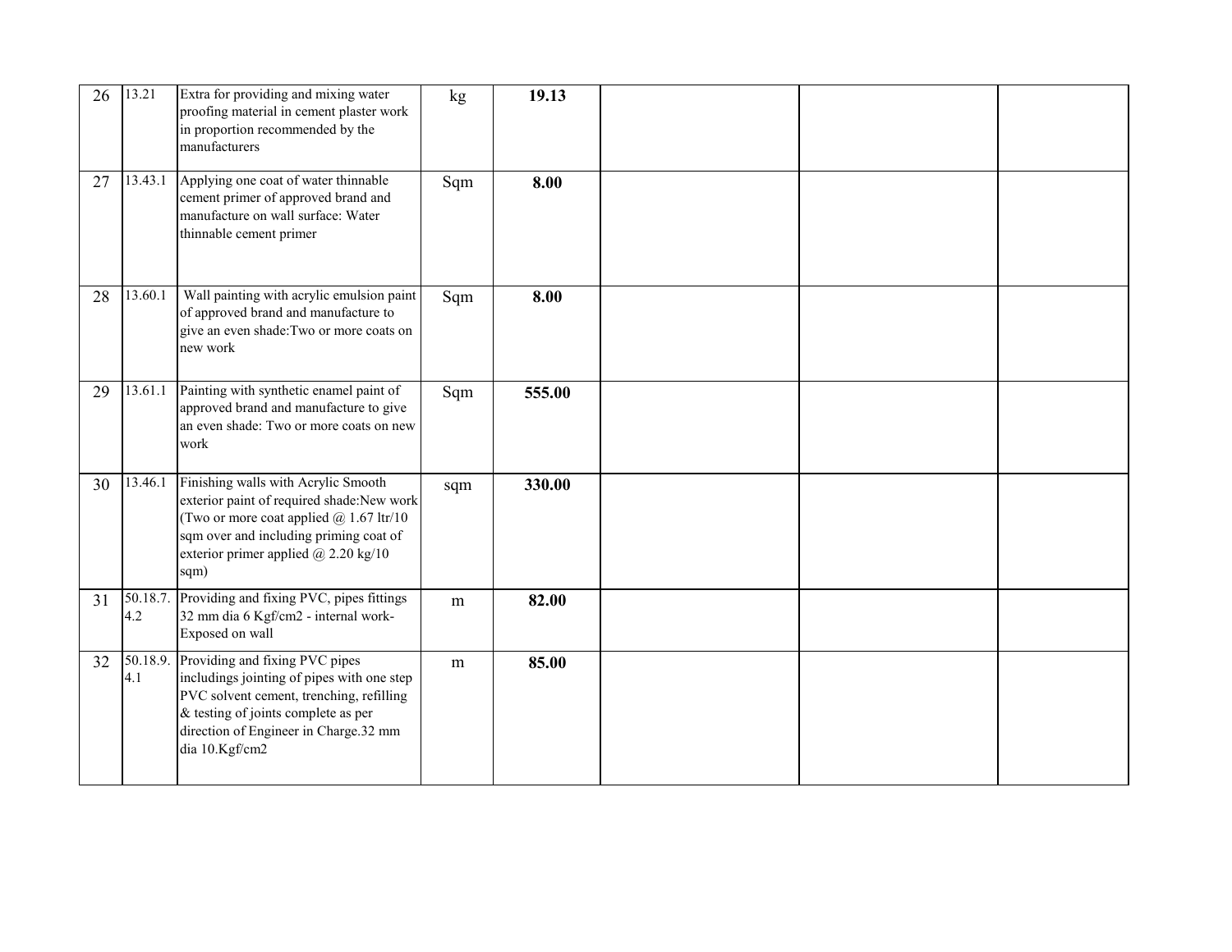| 26 | 13.21 | Extra for providing and mixing water proofing material in cement plaster work in proportion recommended by the manufacturers | kg | **19.13** | | | |
|---|---|---|---|---|---|---|---|
| 27 | 13.43.1 | Applying one coat of water thinnable cement primer of approved brand and manufacture on wall surface: Water thinnable cement primer | Sqm | **8.00** | | | |
| 28 | 13.60.1 | Wall painting with acrylic emulsion paint of approved brand and manufacture to give an even shade:Two or more coats on new work | Sqm | **8.00** | | | |
| 29 | 13.61.1 | Painting with synthetic enamel paint of approved brand and manufacture to give an even shade: Two or more coats on new work | Sqm | **555.00** | | | |
| 30 | 13.46.1 | Finishing walls with Acrylic Smooth exterior paint of required shade:New work (Two or more coat applied @ 1.67 ltr/10 sqm over and including priming coat of exterior primer applied @ 2.20 kg/10 sqm) | sqm | **330.00** | | | |
| 31 | 50.18.7.4.2 | Providing and fixing PVC, pipes fittings 32 mm dia 6 Kgf/cm2 - internal work-Exposed on wall | m | **82.00** | | | |
| 32 | 50.18.9.4.1 | Providing and fixing PVC pipes includings jointing of pipes with one step PVC solvent cement, trenching, refilling & testing of joints complete as per direction of Engineer in Charge.32 mm dia 10.Kgf/cm2 | m | **85.00** | | | |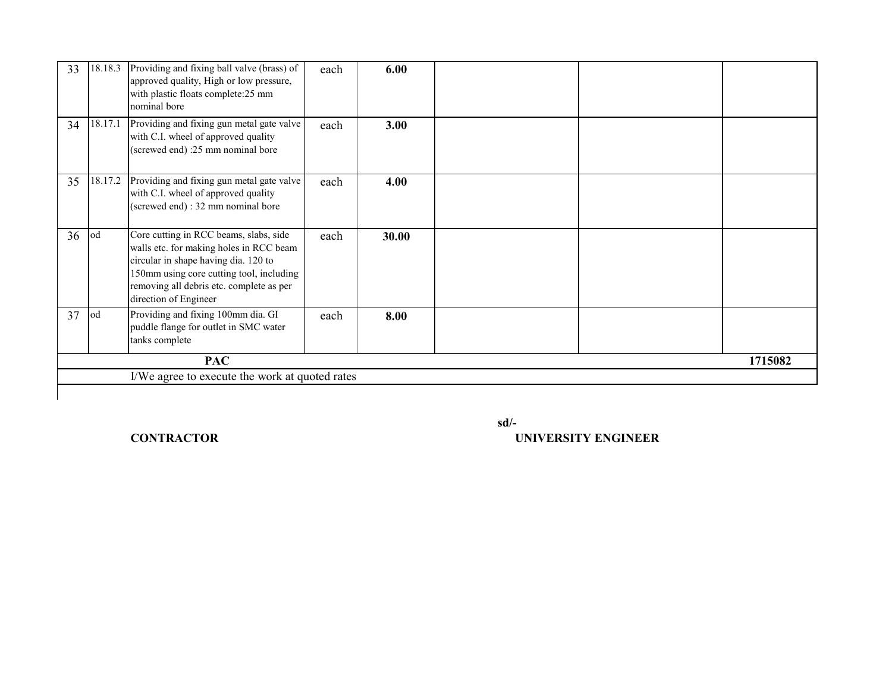| | | | | | | | |
|---|---|---|---|---|---|---|---|
| 33 | 18.18.3 | Providing and fixing ball valve (brass) of approved quality, High or low pressure, with plastic floats complete:25 mm nominal bore | each | **6.00** | | | |
| 34 | 18.17.1 | Providing and fixing gun metal gate valve with C.I. wheel of approved quality (screwed end) :25 mm nominal bore | each | **3.00** | | | |
| 35 | 18.17.2 | Providing and fixing gun metal gate valve with C.I. wheel of approved quality (screwed end) : 32 mm nominal bore | each | **4.00** | | | |
| 36 | od | Core cutting in RCC beams, slabs, side walls etc. for making holes in RCC beam circular in shape having dia. 120 to 150mm using core cutting tool, including removing all debris etc. complete as per direction of Engineer | each | **30.00** | | | |
| 37 | od | Providing and fixing 100mm dia. GI puddle flange for outlet in SMC water tanks complete | each | **8.00** | | | |
| | | **PAC** | | | | | **1715082** |
| | | I/We agree to execute the work at quoted rates | | | | | |

**CONTRACTOR**

**sd/-**

**UNIVERSITY ENGINEER**